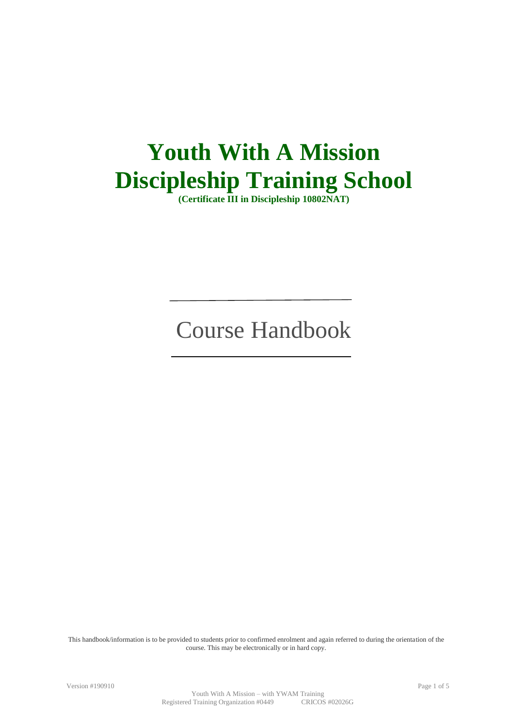# Youth With A Mission Discipleship Training School

**(Certificate III in Discipleship 10802NAT)**

---

Course Handbook

---

This handbook/information is to be provided to students prior to confirmed enrolment and again referred to during the orientation of the course. This may be electronically or in hard copy.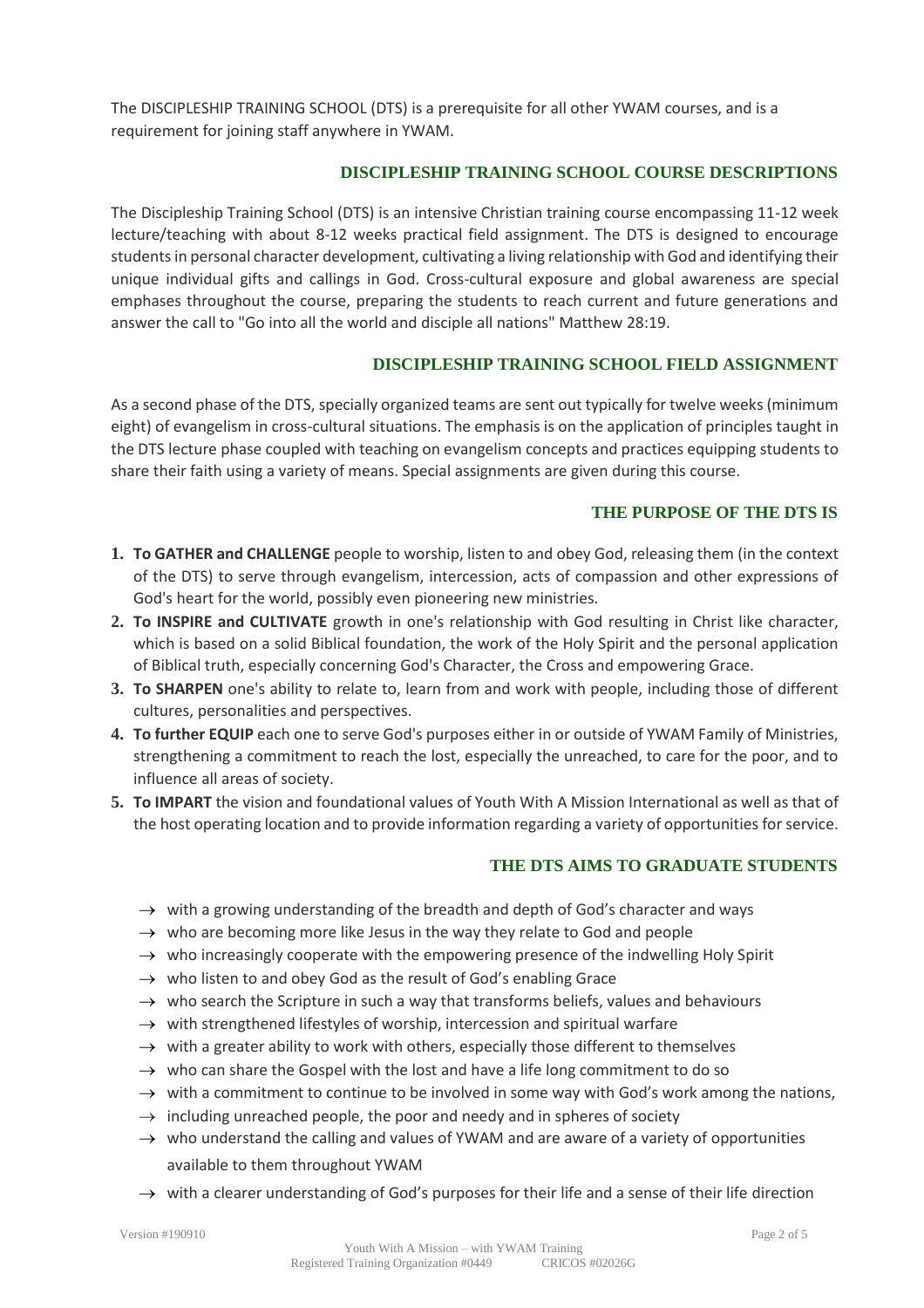The DISCIPLESHIP TRAINING SCHOOL (DTS) is a prerequisite for all other YWAM courses, and is a requirement for joining staff anywhere in YWAM.

## DISCIPLESHIP TRAINING SCHOOL COURSE DESCRIPTIONS

The Discipleship Training School (DTS) is an intensive Christian training course encompassing 11-12 week lecture/teaching with about 8-12 weeks practical field assignment. The DTS is designed to encourage students in personal character development, cultivating a living relationship with God and identifying their unique individual gifts and callings in God. Cross-cultural exposure and global awareness are special emphases throughout the course, preparing the students to reach current and future generations and answer the call to "Go into all the world and disciple all nations" Matthew 28:19.

## DISCIPLESHIP TRAINING SCHOOL FIELD ASSIGNMENT

As a second phase of the DTS, specially organized teams are sent out typically for twelve weeks (minimum eight) of evangelism in cross-cultural situations. The emphasis is on the application of principles taught in the DTS lecture phase coupled with teaching on evangelism concepts and practices equipping students to share their faith using a variety of means. Special assignments are given during this course.

## THE PURPOSE OF THE DTS IS

1. **To GATHER and CHALLENGE** people to worship, listen to and obey God, releasing them (in the context of the DTS) to serve through evangelism, intercession, acts of compassion and other expressions of God's heart for the world, possibly even pioneering new ministries.
2. **To INSPIRE and CULTIVATE** growth in one's relationship with God resulting in Christ like character, which is based on a solid Biblical foundation, the work of the Holy Spirit and the personal application of Biblical truth, especially concerning God's Character, the Cross and empowering Grace.
3. **To SHARPEN** one's ability to relate to, learn from and work with people, including those of different cultures, personalities and perspectives.
4. **To further EQUIP** each one to serve God's purposes either in or outside of YWAM Family of Ministries, strengthening a commitment to reach the lost, especially the unreached, to care for the poor, and to influence all areas of society.
5. **To IMPART** the vision and foundational values of Youth With A Mission International as well as that of the host operating location and to provide information regarding a variety of opportunities for service.

## THE DTS AIMS TO GRADUATE STUDENTS

- → with a growing understanding of the breadth and depth of God's character and ways
- → who are becoming more like Jesus in the way they relate to God and people
- → who increasingly cooperate with the empowering presence of the indwelling Holy Spirit
- → who listen to and obey God as the result of God's enabling Grace
- → who search the Scripture in such a way that transforms beliefs, values and behaviours
- → with strengthened lifestyles of worship, intercession and spiritual warfare
- → with a greater ability to work with others, especially those different to themselves
- → who can share the Gospel with the lost and have a life long commitment to do so
- → with a commitment to continue to be involved in some way with God's work among the nations,
- → including unreached people, the poor and needy and in spheres of society
- → who understand the calling and values of YWAM and are aware of a variety of opportunities available to them throughout YWAM
- → with a clearer understanding of God's purposes for their life and a sense of their life direction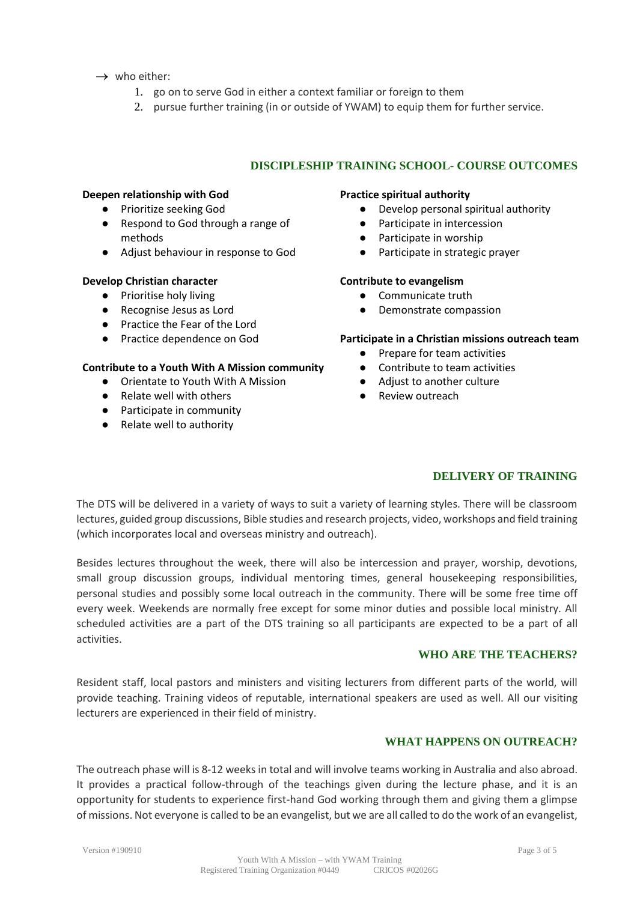→ who either:

1. go on to serve God in either a context familiar or foreign to them
2. pursue further training (in or outside of YWAM) to equip them for further service.

## DISCIPLESHIP TRAINING SCHOOL- COURSE OUTCOMES

**Deepen relationship with God**

- Prioritize seeking God
- Respond to God through a range of methods
- Adjust behaviour in response to God

**Develop Christian character**

- Prioritise holy living
- Recognise Jesus as Lord
- Practice the Fear of the Lord
- Practice dependence on God

**Contribute to a Youth With A Mission community**

- Orientate to Youth With A Mission
- Relate well with others
- Participate in community
- Relate well to authority

**Practice spiritual authority**

- Develop personal spiritual authority
- Participate in intercession
- Participate in worship
- Participate in strategic prayer

**Contribute to evangelism**

- Communicate truth
- Demonstrate compassion

**Participate in a Christian missions outreach team**

- Prepare for team activities
- Contribute to team activities
- Adjust to another culture
- Review outreach

## DELIVERY OF TRAINING

The DTS will be delivered in a variety of ways to suit a variety of learning styles. There will be classroom lectures, guided group discussions, Bible studies and research projects, video, workshops and field training (which incorporates local and overseas ministry and outreach).

Besides lectures throughout the week, there will also be intercession and prayer, worship, devotions, small group discussion groups, individual mentoring times, general housekeeping responsibilities, personal studies and possibly some local outreach in the community. There will be some free time off every week. Weekends are normally free except for some minor duties and possible local ministry. All scheduled activities are a part of the DTS training so all participants are expected to be a part of all activities.

## WHO ARE THE TEACHERS?

Resident staff, local pastors and ministers and visiting lecturers from different parts of the world, will provide teaching. Training videos of reputable, international speakers are used as well. All our visiting lecturers are experienced in their field of ministry.

## WHAT HAPPENS ON OUTREACH?

The outreach phase will is 8-12 weeks in total and will involve teams working in Australia and also abroad. It provides a practical follow-through of the teachings given during the lecture phase, and it is an opportunity for students to experience first-hand God working through them and giving them a glimpse of missions. Not everyone is called to be an evangelist, but we are all called to do the work of an evangelist,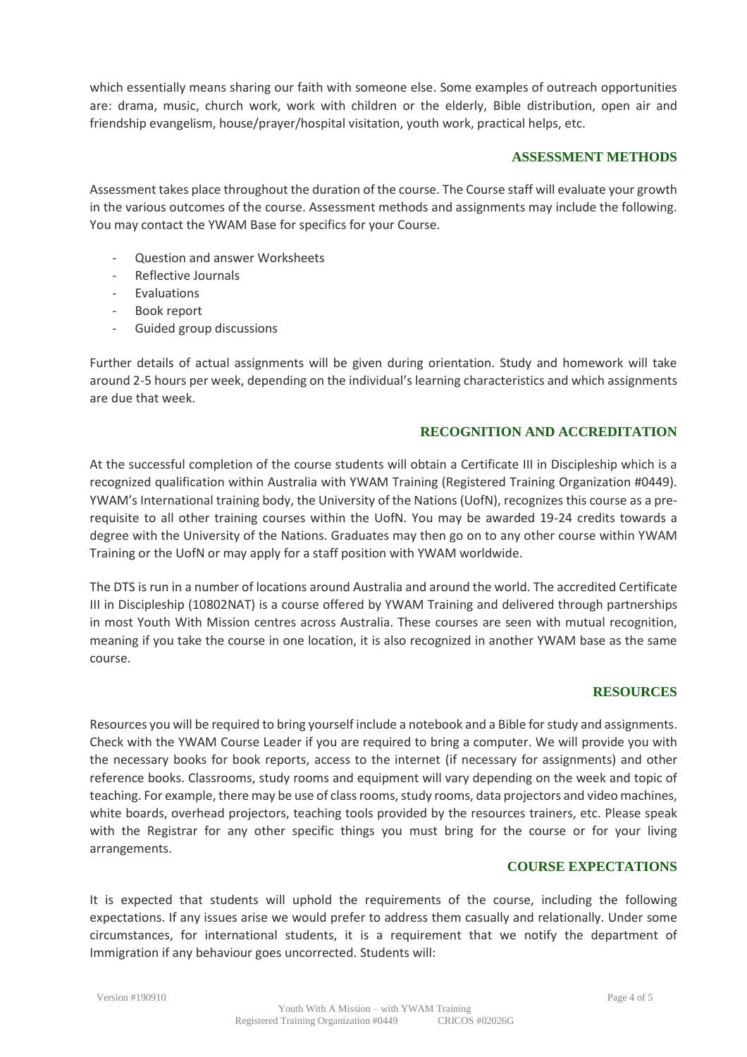which essentially means sharing our faith with someone else. Some examples of outreach opportunities are: drama, music, church work, work with children or the elderly, Bible distribution, open air and friendship evangelism, house/prayer/hospital visitation, youth work, practical helps, etc.

## ASSESSMENT METHODS

Assessment takes place throughout the duration of the course. The Course staff will evaluate your growth in the various outcomes of the course. Assessment methods and assignments may include the following. You may contact the YWAM Base for specifics for your Course.

- Question and answer Worksheets
- Reflective Journals
- Evaluations
- Book report
- Guided group discussions

Further details of actual assignments will be given during orientation. Study and homework will take around 2-5 hours per week, depending on the individual's learning characteristics and which assignments are due that week.

## RECOGNITION AND ACCREDITATION

At the successful completion of the course students will obtain a Certificate III in Discipleship which is a recognized qualification within Australia with YWAM Training (Registered Training Organization #0449). YWAM's International training body, the University of the Nations (UofN), recognizes this course as a pre-requisite to all other training courses within the UofN. You may be awarded 19-24 credits towards a degree with the University of the Nations. Graduates may then go on to any other course within YWAM Training or the UofN or may apply for a staff position with YWAM worldwide.

The DTS is run in a number of locations around Australia and around the world. The accredited Certificate III in Discipleship (10802NAT) is a course offered by YWAM Training and delivered through partnerships in most Youth With Mission centres across Australia. These courses are seen with mutual recognition, meaning if you take the course in one location, it is also recognized in another YWAM base as the same course.

## RESOURCES

Resources you will be required to bring yourself include a notebook and a Bible for study and assignments. Check with the YWAM Course Leader if you are required to bring a computer. We will provide you with the necessary books for book reports, access to the internet (if necessary for assignments) and other reference books. Classrooms, study rooms and equipment will vary depending on the week and topic of teaching. For example, there may be use of class rooms, study rooms, data projectors and video machines, white boards, overhead projectors, teaching tools provided by the resources trainers, etc. Please speak with the Registrar for any other specific things you must bring for the course or for your living arrangements.

## COURSE EXPECTATIONS

It is expected that students will uphold the requirements of the course, including the following expectations. If any issues arise we would prefer to address them casually and relationally. Under some circumstances, for international students, it is a requirement that we notify the department of Immigration if any behaviour goes uncorrected. Students will: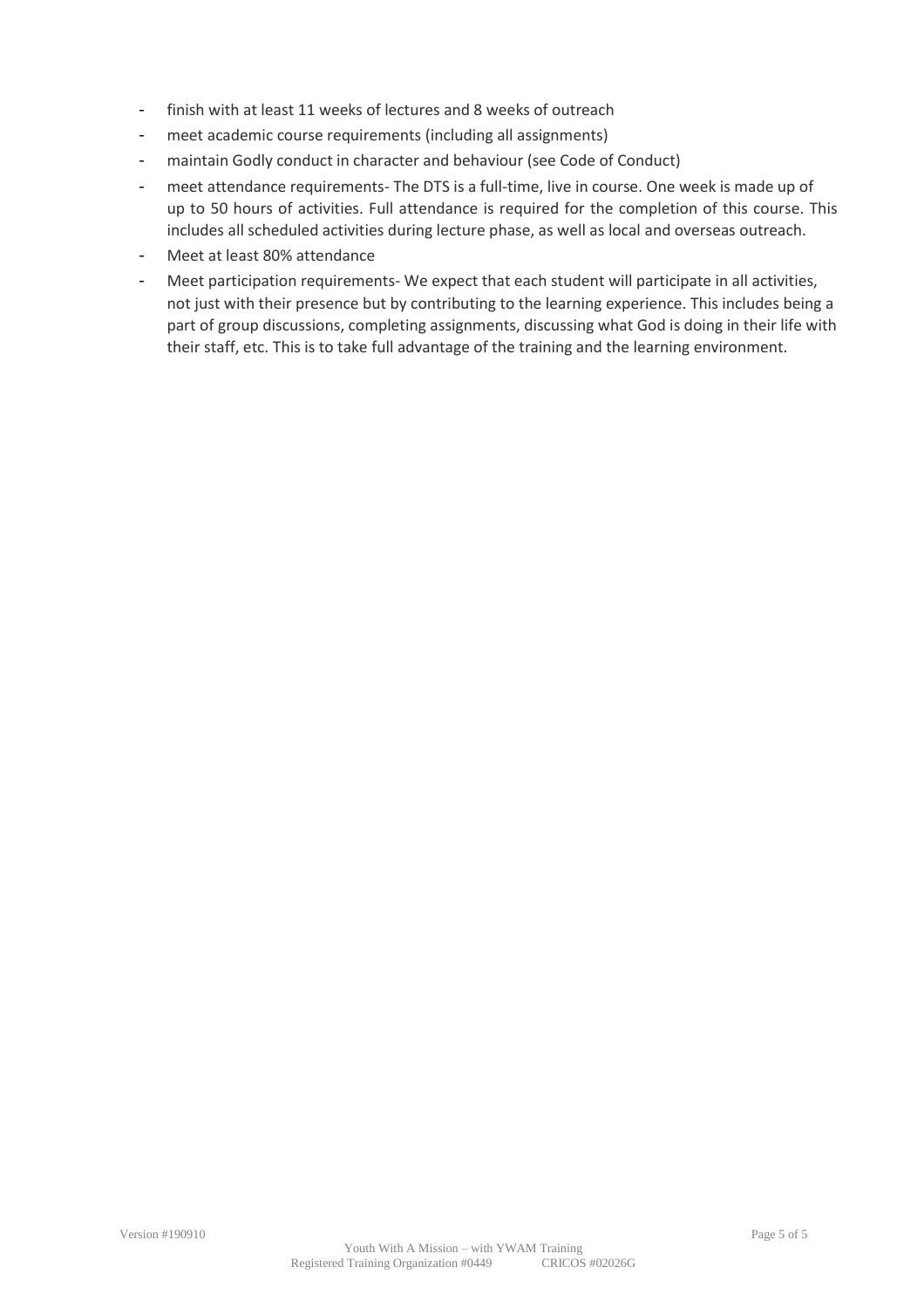- finish with at least 11 weeks of lectures and 8 weeks of outreach
- meet academic course requirements (including all assignments)
- maintain Godly conduct in character and behaviour (see Code of Conduct)
- meet attendance requirements- The DTS is a full-time, live in course. One week is made up of up to 50 hours of activities. Full attendance is required for the completion of this course. This includes all scheduled activities during lecture phase, as well as local and overseas outreach.
- Meet at least 80% attendance
- Meet participation requirements- We expect that each student will participate in all activities, not just with their presence but by contributing to the learning experience. This includes being a part of group discussions, completing assignments, discussing what God is doing in their life with their staff, etc. This is to take full advantage of the training and the learning environment.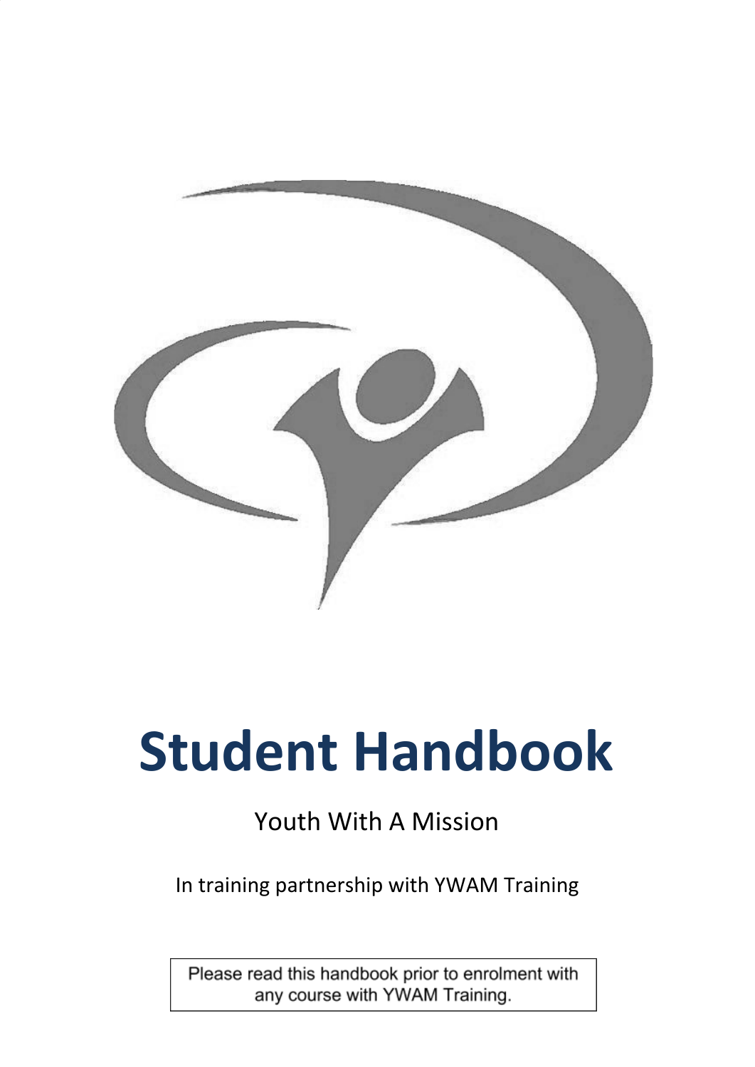# Student Handbook

Youth With A Mission

In training partnership with YWAM Training

Please read this handbook prior to enrolment with any course with YWAM Training.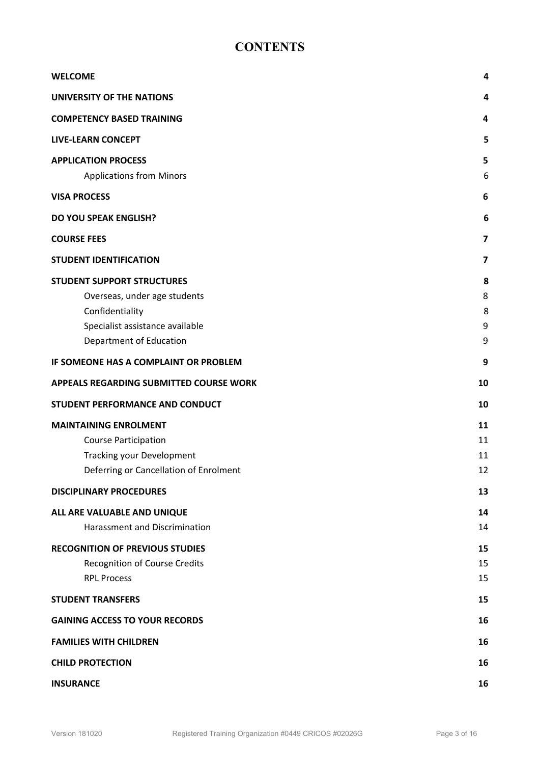# CONTENTS

| | |
|---|---|
| **WELCOME** | **4** |
| **UNIVERSITY OF THE NATIONS** | **4** |
| **COMPETENCY BASED TRAINING** | **4** |
| **LIVE-LEARN CONCEPT** | **5** |
| **APPLICATION PROCESS** | **5** |
| Applications from Minors | 6 |
| **VISA PROCESS** | **6** |
| **DO YOU SPEAK ENGLISH?** | **6** |
| **COURSE FEES** | **7** |
| **STUDENT IDENTIFICATION** | **7** |
| **STUDENT SUPPORT STRUCTURES** | **8** |
| Overseas, under age students | 8 |
| Confidentiality | 8 |
| Specialist assistance available | 9 |
| Department of Education | 9 |
| **IF SOMEONE HAS A COMPLAINT OR PROBLEM** | **9** |
| **APPEALS REGARDING SUBMITTED COURSE WORK** | **10** |
| **STUDENT PERFORMANCE AND CONDUCT** | **10** |
| **MAINTAINING ENROLMENT** | **11** |
| Course Participation | 11 |
| Tracking your Development | 11 |
| Deferring or Cancellation of Enrolment | 12 |
| **DISCIPLINARY PROCEDURES** | **13** |
| **ALL ARE VALUABLE AND UNIQUE** | **14** |
| Harassment and Discrimination | 14 |
| **RECOGNITION OF PREVIOUS STUDIES** | **15** |
| Recognition of Course Credits | 15 |
| RPL Process | 15 |
| **STUDENT TRANSFERS** | **15** |
| **GAINING ACCESS TO YOUR RECORDS** | **16** |
| **FAMILIES WITH CHILDREN** | **16** |
| **CHILD PROTECTION** | **16** |
| **INSURANCE** | **16** |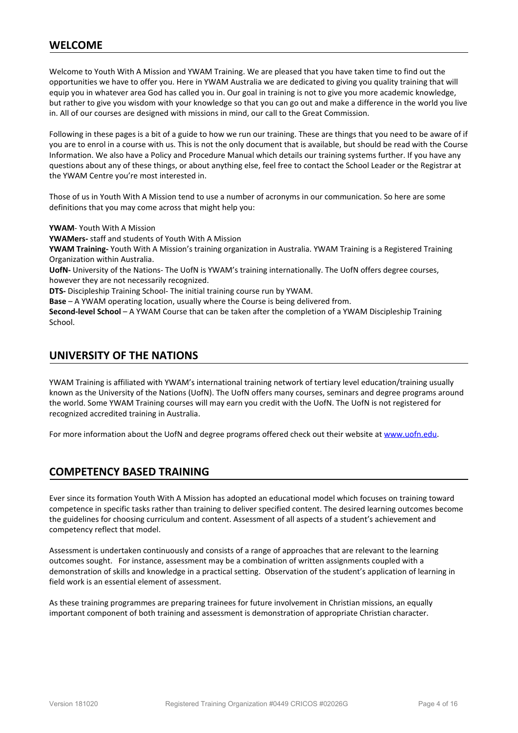## WELCOME

Welcome to Youth With A Mission and YWAM Training. We are pleased that you have taken time to find out the opportunities we have to offer you. Here in YWAM Australia we are dedicated to giving you quality training that will equip you in whatever area God has called you in. Our goal in training is not to give you more academic knowledge, but rather to give you wisdom with your knowledge so that you can go out and make a difference in the world you live in. All of our courses are designed with missions in mind, our call to the Great Commission.

Following in these pages is a bit of a guide to how we run our training. These are things that you need to be aware of if you are to enrol in a course with us. This is not the only document that is available, but should be read with the Course Information. We also have a Policy and Procedure Manual which details our training systems further. If you have any questions about any of these things, or about anything else, feel free to contact the School Leader or the Registrar at the YWAM Centre you're most interested in.

Those of us in Youth With A Mission tend to use a number of acronyms in our communication. So here are some definitions that you may come across that might help you:

**YWAM**- Youth With A Mission
**YWAMers-** staff and students of Youth With A Mission
**YWAM Training-** Youth With A Mission's training organization in Australia. YWAM Training is a Registered Training Organization within Australia.
**UofN-** University of the Nations- The UofN is YWAM's training internationally. The UofN offers degree courses, however they are not necessarily recognized.
**DTS-** Discipleship Training School- The initial training course run by YWAM.
**Base** – A YWAM operating location, usually where the Course is being delivered from.
**Second-level School** – A YWAM Course that can be taken after the completion of a YWAM Discipleship Training School.

## UNIVERSITY OF THE NATIONS

YWAM Training is affiliated with YWAM's international training network of tertiary level education/training usually known as the University of the Nations (UofN). The UofN offers many courses, seminars and degree programs around the world. Some YWAM Training courses will may earn you credit with the UofN. The UofN is not registered for recognized accredited training in Australia.

For more information about the UofN and degree programs offered check out their website at [www.uofn.edu](www.uofn.edu).

## COMPETENCY BASED TRAINING

Ever since its formation Youth With A Mission has adopted an educational model which focuses on training toward competence in specific tasks rather than training to deliver specified content. The desired learning outcomes become the guidelines for choosing curriculum and content. Assessment of all aspects of a student's achievement and competency reflect that model.

Assessment is undertaken continuously and consists of a range of approaches that are relevant to the learning outcomes sought. For instance, assessment may be a combination of written assignments coupled with a demonstration of skills and knowledge in a practical setting. Observation of the student's application of learning in field work is an essential element of assessment.

As these training programmes are preparing trainees for future involvement in Christian missions, an equally important component of both training and assessment is demonstration of appropriate Christian character.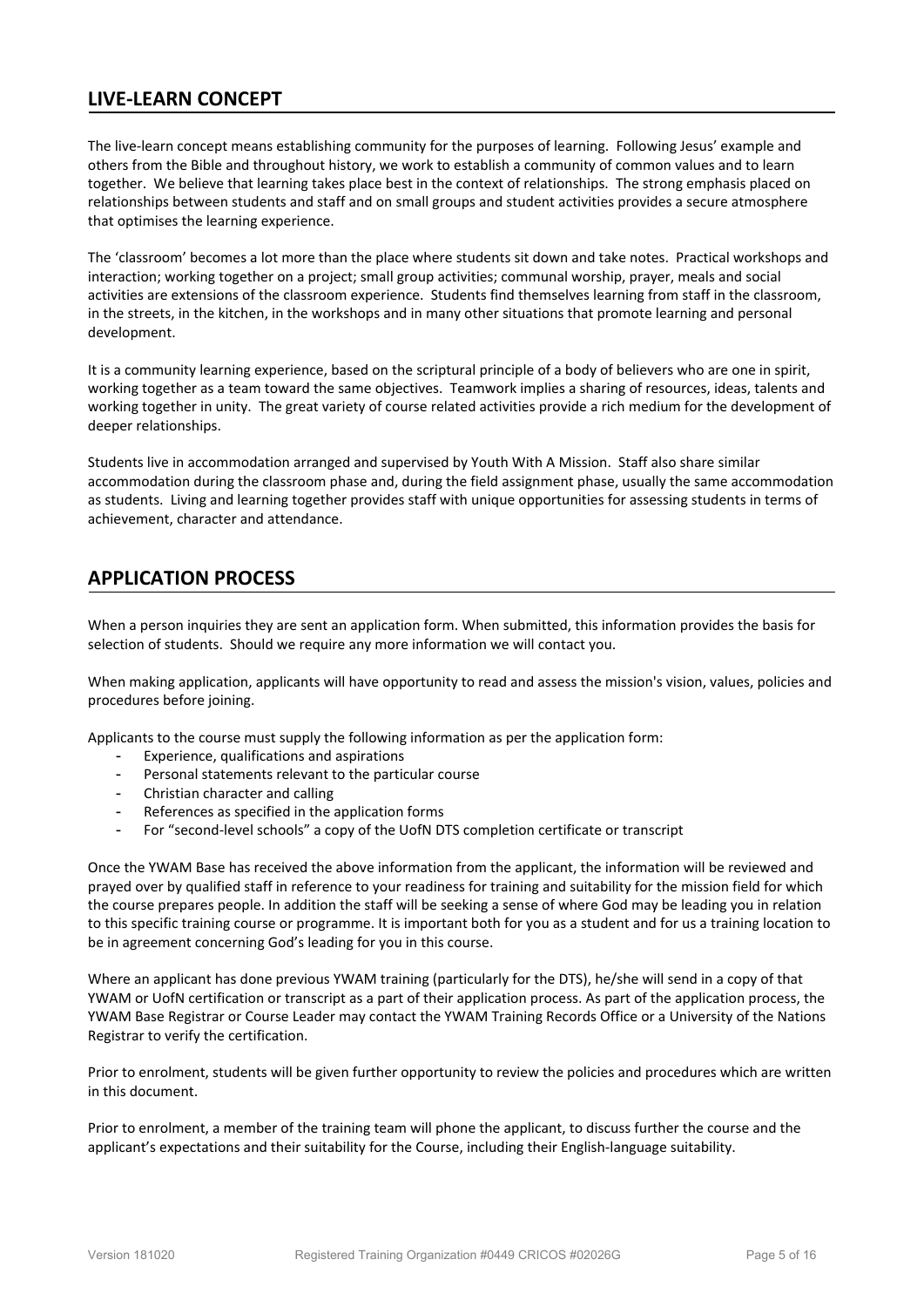## LIVE-LEARN CONCEPT

The live-learn concept means establishing community for the purposes of learning. Following Jesus' example and others from the Bible and throughout history, we work to establish a community of common values and to learn together. We believe that learning takes place best in the context of relationships. The strong emphasis placed on relationships between students and staff and on small groups and student activities provides a secure atmosphere that optimises the learning experience.

The 'classroom' becomes a lot more than the place where students sit down and take notes. Practical workshops and interaction; working together on a project; small group activities; communal worship, prayer, meals and social activities are extensions of the classroom experience. Students find themselves learning from staff in the classroom, in the streets, in the kitchen, in the workshops and in many other situations that promote learning and personal development.

It is a community learning experience, based on the scriptural principle of a body of believers who are one in spirit, working together as a team toward the same objectives. Teamwork implies a sharing of resources, ideas, talents and working together in unity. The great variety of course related activities provide a rich medium for the development of deeper relationships.

Students live in accommodation arranged and supervised by Youth With A Mission. Staff also share similar accommodation during the classroom phase and, during the field assignment phase, usually the same accommodation as students. Living and learning together provides staff with unique opportunities for assessing students in terms of achievement, character and attendance.

## APPLICATION PROCESS

When a person inquiries they are sent an application form. When submitted, this information provides the basis for selection of students. Should we require any more information we will contact you.

When making application, applicants will have opportunity to read and assess the mission's vision, values, policies and procedures before joining.

Applicants to the course must supply the following information as per the application form:

- Experience, qualifications and aspirations
- Personal statements relevant to the particular course
- Christian character and calling
- References as specified in the application forms
- For "second-level schools" a copy of the UofN DTS completion certificate or transcript

Once the YWAM Base has received the above information from the applicant, the information will be reviewed and prayed over by qualified staff in reference to your readiness for training and suitability for the mission field for which the course prepares people. In addition the staff will be seeking a sense of where God may be leading you in relation to this specific training course or programme. It is important both for you as a student and for us a training location to be in agreement concerning God's leading for you in this course.

Where an applicant has done previous YWAM training (particularly for the DTS), he/she will send in a copy of that YWAM or UofN certification or transcript as a part of their application process. As part of the application process, the YWAM Base Registrar or Course Leader may contact the YWAM Training Records Office or a University of the Nations Registrar to verify the certification.

Prior to enrolment, students will be given further opportunity to review the policies and procedures which are written in this document.

Prior to enrolment, a member of the training team will phone the applicant, to discuss further the course and the applicant's expectations and their suitability for the Course, including their English-language suitability.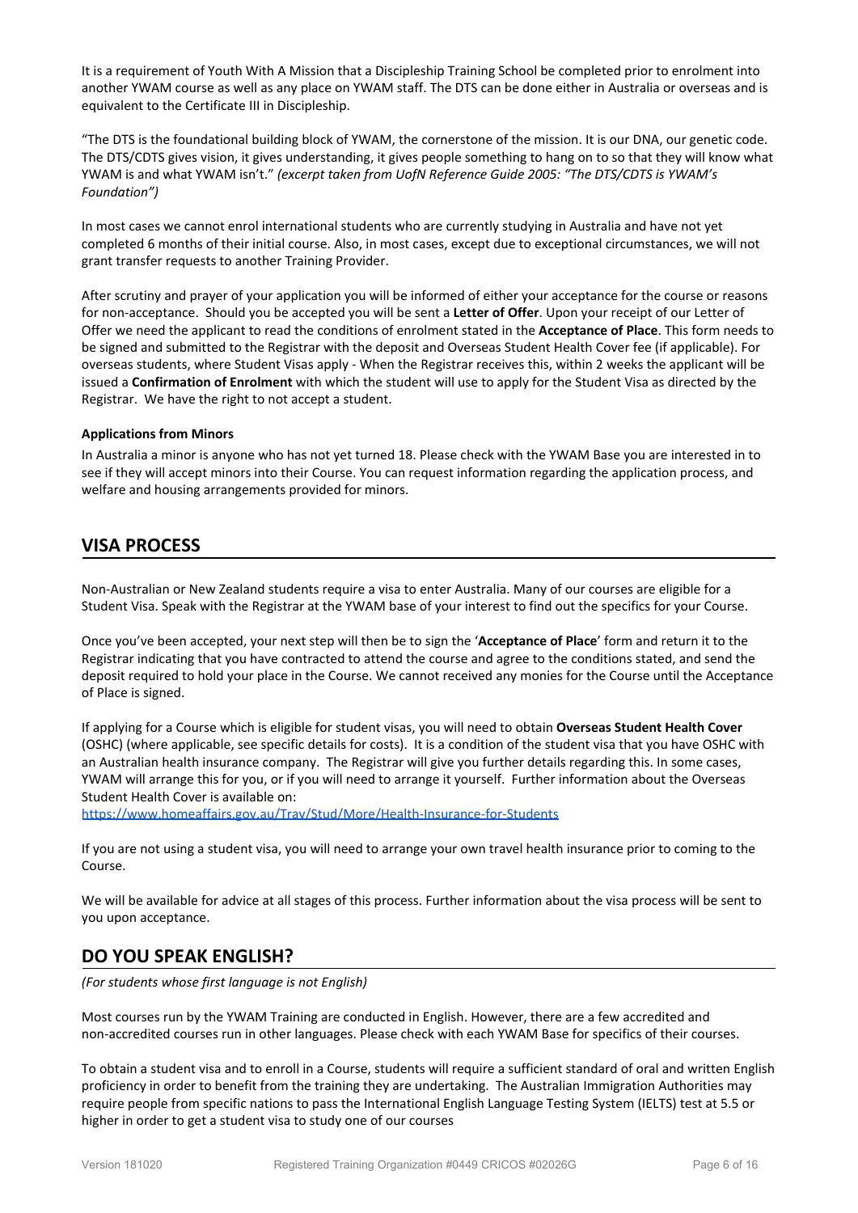It is a requirement of Youth With A Mission that a Discipleship Training School be completed prior to enrolment into another YWAM course as well as any place on YWAM staff. The DTS can be done either in Australia or overseas and is equivalent to the Certificate III in Discipleship.

"The DTS is the foundational building block of YWAM, the cornerstone of the mission. It is our DNA, our genetic code. The DTS/CDTS gives vision, it gives understanding, it gives people something to hang on to so that they will know what YWAM is and what YWAM isn't." *(excerpt taken from UofN Reference Guide 2005: "The DTS/CDTS is YWAM's Foundation")*

In most cases we cannot enrol international students who are currently studying in Australia and have not yet completed 6 months of their initial course. Also, in most cases, except due to exceptional circumstances, we will not grant transfer requests to another Training Provider.

After scrutiny and prayer of your application you will be informed of either your acceptance for the course or reasons for non-acceptance. Should you be accepted you will be sent a **Letter of Offer**. Upon your receipt of our Letter of Offer we need the applicant to read the conditions of enrolment stated in the **Acceptance of Place**. This form needs to be signed and submitted to the Registrar with the deposit and Overseas Student Health Cover fee (if applicable). For overseas students, where Student Visas apply - When the Registrar receives this, within 2 weeks the applicant will be issued a **Confirmation of Enrolment** with which the student will use to apply for the Student Visa as directed by the Registrar. We have the right to not accept a student.

**Applications from Minors**

In Australia a minor is anyone who has not yet turned 18. Please check with the YWAM Base you are interested in to see if they will accept minors into their Course. You can request information regarding the application process, and welfare and housing arrangements provided for minors.

## VISA PROCESS

Non-Australian or New Zealand students require a visa to enter Australia. Many of our courses are eligible for a Student Visa. Speak with the Registrar at the YWAM base of your interest to find out the specifics for your Course.

Once you've been accepted, your next step will then be to sign the '**Acceptance of Place**' form and return it to the Registrar indicating that you have contracted to attend the course and agree to the conditions stated, and send the deposit required to hold your place in the Course. We cannot received any monies for the Course until the Acceptance of Place is signed.

If applying for a Course which is eligible for student visas, you will need to obtain **Overseas Student Health Cover** (OSHC) (where applicable, see specific details for costs). It is a condition of the student visa that you have OSHC with an Australian health insurance company. The Registrar will give you further details regarding this. In some cases, YWAM will arrange this for you, or if you will need to arrange it yourself. Further information about the Overseas Student Health Cover is available on:
https://www.homeaffairs.gov.au/Trav/Stud/More/Health-Insurance-for-Students

If you are not using a student visa, you will need to arrange your own travel health insurance prior to coming to the Course.

We will be available for advice at all stages of this process. Further information about the visa process will be sent to you upon acceptance.

## DO YOU SPEAK ENGLISH?

*(For students whose first language is not English)*

Most courses run by the YWAM Training are conducted in English. However, there are a few accredited and non-accredited courses run in other languages. Please check with each YWAM Base for specifics of their courses.

To obtain a student visa and to enroll in a Course, students will require a sufficient standard of oral and written English proficiency in order to benefit from the training they are undertaking. The Australian Immigration Authorities may require people from specific nations to pass the International English Language Testing System (IELTS) test at 5.5 or higher in order to get a student visa to study one of our courses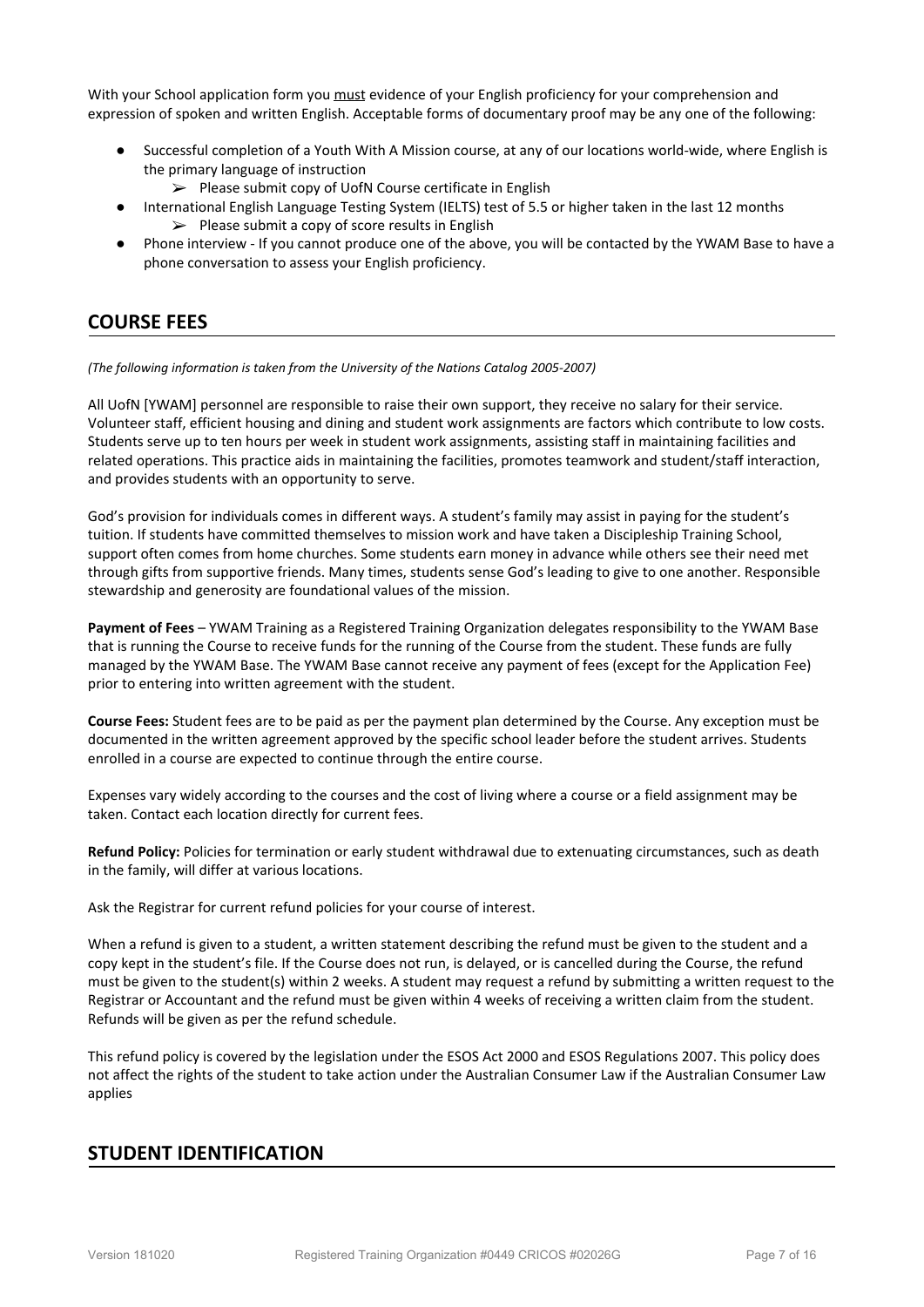With your School application form you <u>must</u> evidence of your English proficiency for your comprehension and expression of spoken and written English. Acceptable forms of documentary proof may be any one of the following:

- Successful completion of a Youth With A Mission course, at any of our locations world-wide, where English is the primary language of instruction
    - Please submit copy of UofN Course certificate in English
- International English Language Testing System (IELTS) test of 5.5 or higher taken in the last 12 months
    - Please submit a copy of score results in English
- Phone interview - If you cannot produce one of the above, you will be contacted by the YWAM Base to have a phone conversation to assess your English proficiency.

## COURSE FEES

*(The following information is taken from the University of the Nations Catalog 2005-2007)*

All UofN [YWAM] personnel are responsible to raise their own support, they receive no salary for their service. Volunteer staff, efficient housing and dining and student work assignments are factors which contribute to low costs. Students serve up to ten hours per week in student work assignments, assisting staff in maintaining facilities and related operations. This practice aids in maintaining the facilities, promotes teamwork and student/staff interaction, and provides students with an opportunity to serve.

God's provision for individuals comes in different ways. A student's family may assist in paying for the student's tuition. If students have committed themselves to mission work and have taken a Discipleship Training School, support often comes from home churches. Some students earn money in advance while others see their need met through gifts from supportive friends. Many times, students sense God's leading to give to one another. Responsible stewardship and generosity are foundational values of the mission.

**Payment of Fees** – YWAM Training as a Registered Training Organization delegates responsibility to the YWAM Base that is running the Course to receive funds for the running of the Course from the student. These funds are fully managed by the YWAM Base. The YWAM Base cannot receive any payment of fees (except for the Application Fee) prior to entering into written agreement with the student.

**Course Fees:** Student fees are to be paid as per the payment plan determined by the Course. Any exception must be documented in the written agreement approved by the specific school leader before the student arrives. Students enrolled in a course are expected to continue through the entire course.

Expenses vary widely according to the courses and the cost of living where a course or a field assignment may be taken. Contact each location directly for current fees.

**Refund Policy:** Policies for termination or early student withdrawal due to extenuating circumstances, such as death in the family, will differ at various locations.

Ask the Registrar for current refund policies for your course of interest.

When a refund is given to a student, a written statement describing the refund must be given to the student and a copy kept in the student's file. If the Course does not run, is delayed, or is cancelled during the Course, the refund must be given to the student(s) within 2 weeks. A student may request a refund by submitting a written request to the Registrar or Accountant and the refund must be given within 4 weeks of receiving a written claim from the student. Refunds will be given as per the refund schedule.

This refund policy is covered by the legislation under the ESOS Act 2000 and ESOS Regulations 2007. This policy does not affect the rights of the student to take action under the Australian Consumer Law if the Australian Consumer Law applies

## STUDENT IDENTIFICATION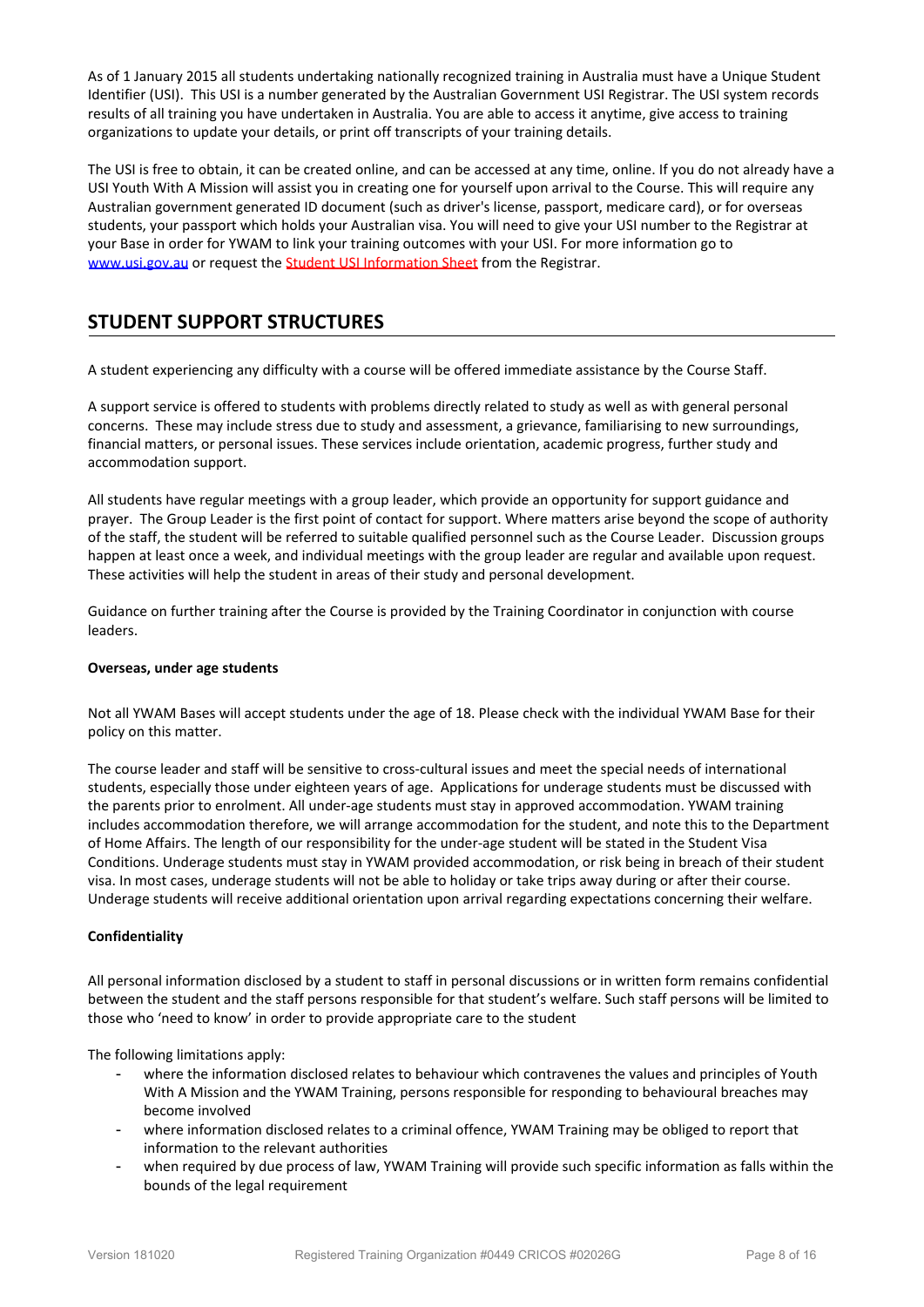As of 1 January 2015 all students undertaking nationally recognized training in Australia must have a Unique Student Identifier (USI). This USI is a number generated by the Australian Government USI Registrar. The USI system records results of all training you have undertaken in Australia. You are able to access it anytime, give access to training organizations to update your details, or print off transcripts of your training details.

The USI is free to obtain, it can be created online, and can be accessed at any time, online. If you do not already have a USI Youth With A Mission will assist you in creating one for yourself upon arrival to the Course. This will require any Australian government generated ID document (such as driver's license, passport, medicare card), or for overseas students, your passport which holds your Australian visa. You will need to give your USI number to the Registrar at your Base in order for YWAM to link your training outcomes with your USI. For more information go to www.usi.gov.au or request the Student USI Information Sheet from the Registrar.

## STUDENT SUPPORT STRUCTURES

A student experiencing any difficulty with a course will be offered immediate assistance by the Course Staff.

A support service is offered to students with problems directly related to study as well as with general personal concerns. These may include stress due to study and assessment, a grievance, familiarising to new surroundings, financial matters, or personal issues. These services include orientation, academic progress, further study and accommodation support.

All students have regular meetings with a group leader, which provide an opportunity for support guidance and prayer. The Group Leader is the first point of contact for support. Where matters arise beyond the scope of authority of the staff, the student will be referred to suitable qualified personnel such as the Course Leader. Discussion groups happen at least once a week, and individual meetings with the group leader are regular and available upon request. These activities will help the student in areas of their study and personal development.

Guidance on further training after the Course is provided by the Training Coordinator in conjunction with course leaders.

**Overseas, under age students**

Not all YWAM Bases will accept students under the age of 18. Please check with the individual YWAM Base for their policy on this matter.

The course leader and staff will be sensitive to cross-cultural issues and meet the special needs of international students, especially those under eighteen years of age. Applications for underage students must be discussed with the parents prior to enrolment. All under-age students must stay in approved accommodation. YWAM training includes accommodation therefore, we will arrange accommodation for the student, and note this to the Department of Home Affairs. The length of our responsibility for the under-age student will be stated in the Student Visa Conditions. Underage students must stay in YWAM provided accommodation, or risk being in breach of their student visa. In most cases, underage students will not be able to holiday or take trips away during or after their course. Underage students will receive additional orientation upon arrival regarding expectations concerning their welfare.

**Confidentiality**

All personal information disclosed by a student to staff in personal discussions or in written form remains confidential between the student and the staff persons responsible for that student's welfare. Such staff persons will be limited to those who 'need to know' in order to provide appropriate care to the student

The following limitations apply:

- where the information disclosed relates to behaviour which contravenes the values and principles of Youth With A Mission and the YWAM Training, persons responsible for responding to behavioural breaches may become involved
- where information disclosed relates to a criminal offence, YWAM Training may be obliged to report that information to the relevant authorities
- when required by due process of law, YWAM Training will provide such specific information as falls within the bounds of the legal requirement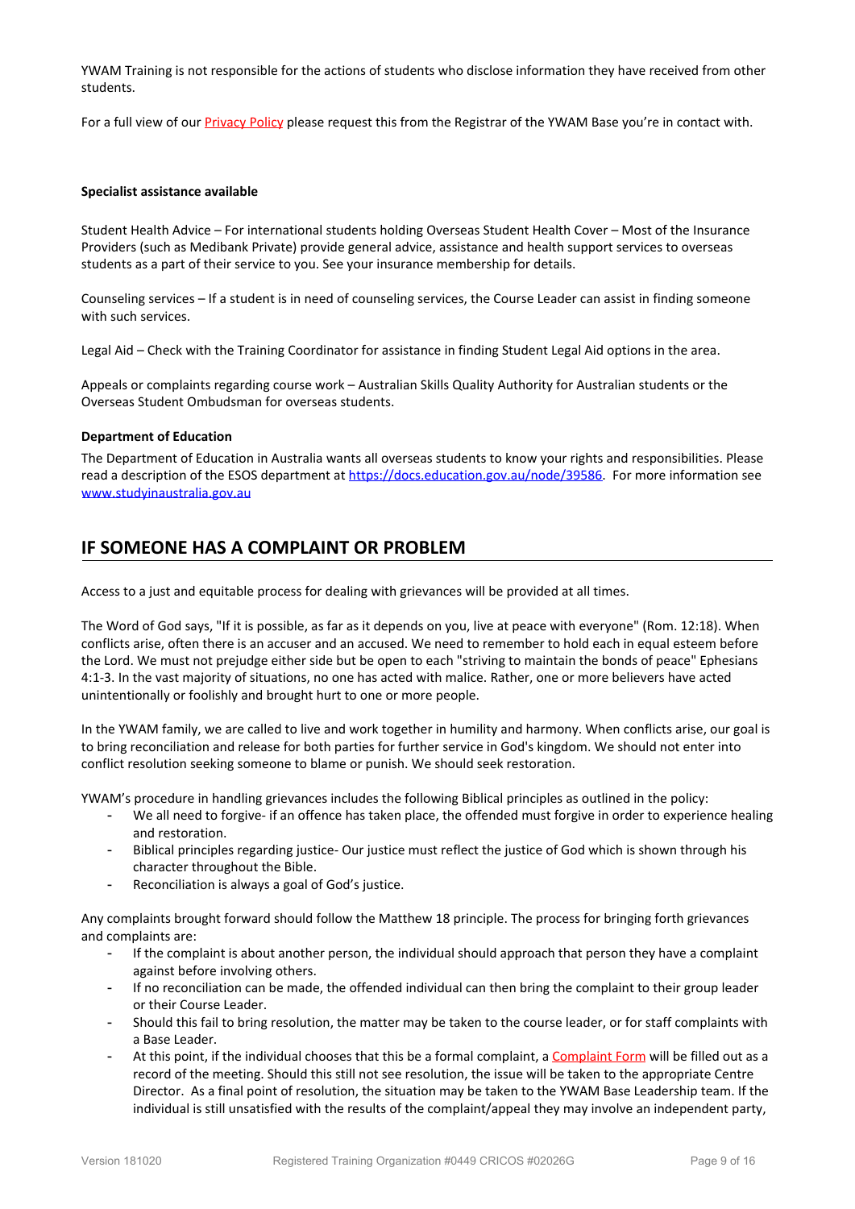YWAM Training is not responsible for the actions of students who disclose information they have received from other students.

For a full view of our Privacy Policy please request this from the Registrar of the YWAM Base you're in contact with.

**Specialist assistance available**

Student Health Advice – For international students holding Overseas Student Health Cover – Most of the Insurance Providers (such as Medibank Private) provide general advice, assistance and health support services to overseas students as a part of their service to you. See your insurance membership for details.

Counseling services – If a student is in need of counseling services, the Course Leader can assist in finding someone with such services.

Legal Aid – Check with the Training Coordinator for assistance in finding Student Legal Aid options in the area.

Appeals or complaints regarding course work – Australian Skills Quality Authority for Australian students or the Overseas Student Ombudsman for overseas students.

**Department of Education**

The Department of Education in Australia wants all overseas students to know your rights and responsibilities. Please read a description of the ESOS department at https://docs.education.gov.au/node/39586. For more information see www.studyinaustralia.gov.au

## IF SOMEONE HAS A COMPLAINT OR PROBLEM

Access to a just and equitable process for dealing with grievances will be provided at all times.

The Word of God says, "If it is possible, as far as it depends on you, live at peace with everyone" (Rom. 12:18). When conflicts arise, often there is an accuser and an accused. We need to remember to hold each in equal esteem before the Lord. We must not prejudge either side but be open to each "striving to maintain the bonds of peace" Ephesians 4:1-3. In the vast majority of situations, no one has acted with malice. Rather, one or more believers have acted unintentionally or foolishly and brought hurt to one or more people.

In the YWAM family, we are called to live and work together in humility and harmony. When conflicts arise, our goal is to bring reconciliation and release for both parties for further service in God's kingdom. We should not enter into conflict resolution seeking someone to blame or punish. We should seek restoration.

YWAM's procedure in handling grievances includes the following Biblical principles as outlined in the policy:

- We all need to forgive- if an offence has taken place, the offended must forgive in order to experience healing and restoration.
- Biblical principles regarding justice- Our justice must reflect the justice of God which is shown through his character throughout the Bible.
- Reconciliation is always a goal of God's justice.

Any complaints brought forward should follow the Matthew 18 principle. The process for bringing forth grievances and complaints are:

- If the complaint is about another person, the individual should approach that person they have a complaint against before involving others.
- If no reconciliation can be made, the offended individual can then bring the complaint to their group leader or their Course Leader.
- Should this fail to bring resolution, the matter may be taken to the course leader, or for staff complaints with a Base Leader.
- At this point, if the individual chooses that this be a formal complaint, a Complaint Form will be filled out as a record of the meeting. Should this still not see resolution, the issue will be taken to the appropriate Centre Director. As a final point of resolution, the situation may be taken to the YWAM Base Leadership team. If the individual is still unsatisfied with the results of the complaint/appeal they may involve an independent party,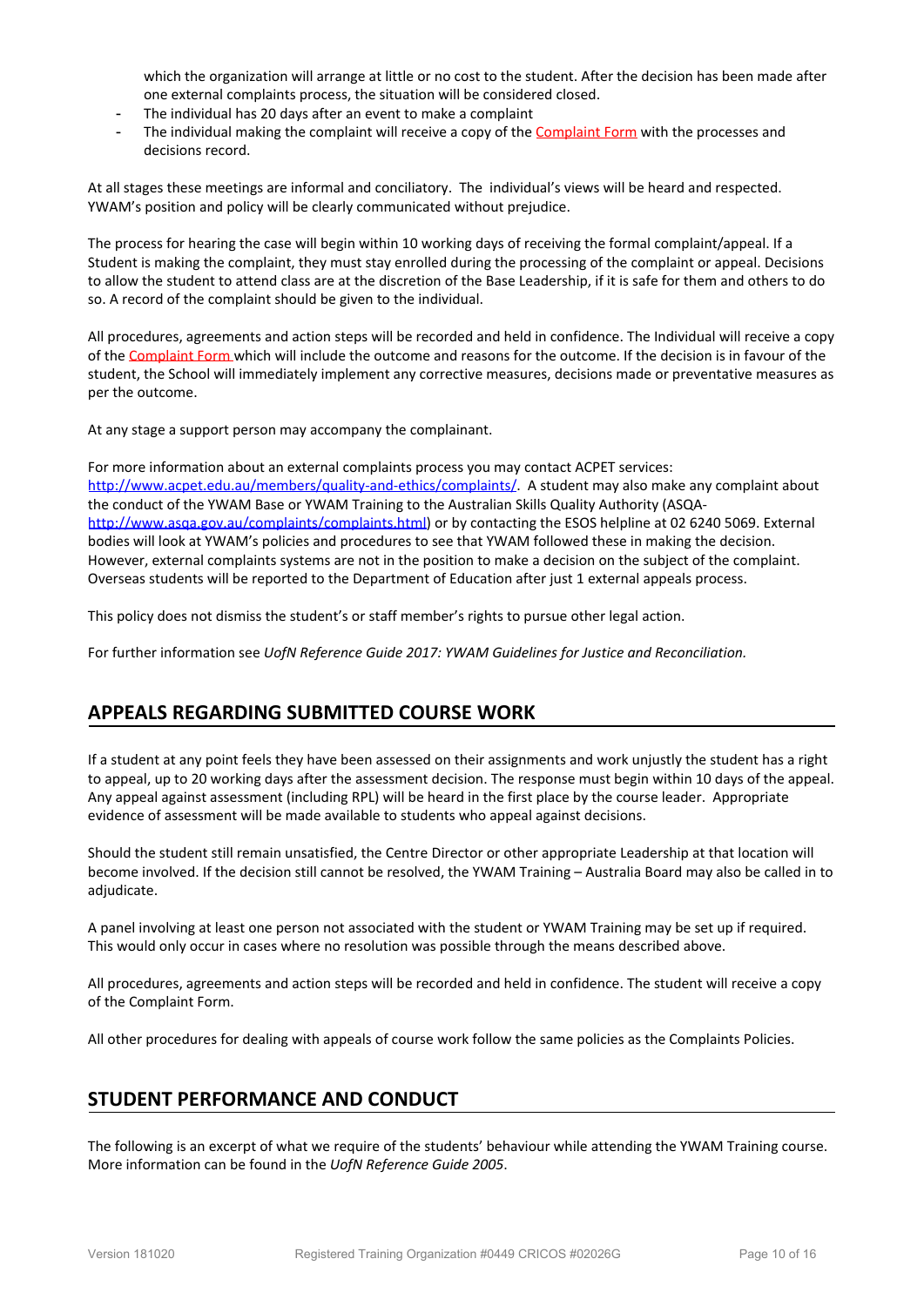which the organization will arrange at little or no cost to the student. After the decision has been made after one external complaints process, the situation will be considered closed.

- The individual has 20 days after an event to make a complaint
- The individual making the complaint will receive a copy of the Complaint Form with the processes and decisions record.

At all stages these meetings are informal and conciliatory. The individual's views will be heard and respected. YWAM's position and policy will be clearly communicated without prejudice.

The process for hearing the case will begin within 10 working days of receiving the formal complaint/appeal. If a Student is making the complaint, they must stay enrolled during the processing of the complaint or appeal. Decisions to allow the student to attend class are at the discretion of the Base Leadership, if it is safe for them and others to do so. A record of the complaint should be given to the individual.

All procedures, agreements and action steps will be recorded and held in confidence. The Individual will receive a copy of the Complaint Form which will include the outcome and reasons for the outcome. If the decision is in favour of the student, the School will immediately implement any corrective measures, decisions made or preventative measures as per the outcome.

At any stage a support person may accompany the complainant.

For more information about an external complaints process you may contact ACPET services: http://www.acpet.edu.au/members/quality-and-ethics/complaints/. A student may also make any complaint about the conduct of the YWAM Base or YWAM Training to the Australian Skills Quality Authority (ASQA- http://www.asqa.gov.au/complaints/complaints.html) or by contacting the ESOS helpline at 02 6240 5069. External bodies will look at YWAM's policies and procedures to see that YWAM followed these in making the decision. However, external complaints systems are not in the position to make a decision on the subject of the complaint. Overseas students will be reported to the Department of Education after just 1 external appeals process.

This policy does not dismiss the student's or staff member's rights to pursue other legal action.

For further information see *UofN Reference Guide 2017: YWAM Guidelines for Justice and Reconciliation.*

## APPEALS REGARDING SUBMITTED COURSE WORK

If a student at any point feels they have been assessed on their assignments and work unjustly the student has a right to appeal, up to 20 working days after the assessment decision. The response must begin within 10 days of the appeal. Any appeal against assessment (including RPL) will be heard in the first place by the course leader. Appropriate evidence of assessment will be made available to students who appeal against decisions.

Should the student still remain unsatisfied, the Centre Director or other appropriate Leadership at that location will become involved. If the decision still cannot be resolved, the YWAM Training – Australia Board may also be called in to adjudicate.

A panel involving at least one person not associated with the student or YWAM Training may be set up if required. This would only occur in cases where no resolution was possible through the means described above.

All procedures, agreements and action steps will be recorded and held in confidence. The student will receive a copy of the Complaint Form.

All other procedures for dealing with appeals of course work follow the same policies as the Complaints Policies.

## STUDENT PERFORMANCE AND CONDUCT

The following is an excerpt of what we require of the students' behaviour while attending the YWAM Training course. More information can be found in the *UofN Reference Guide 2005*.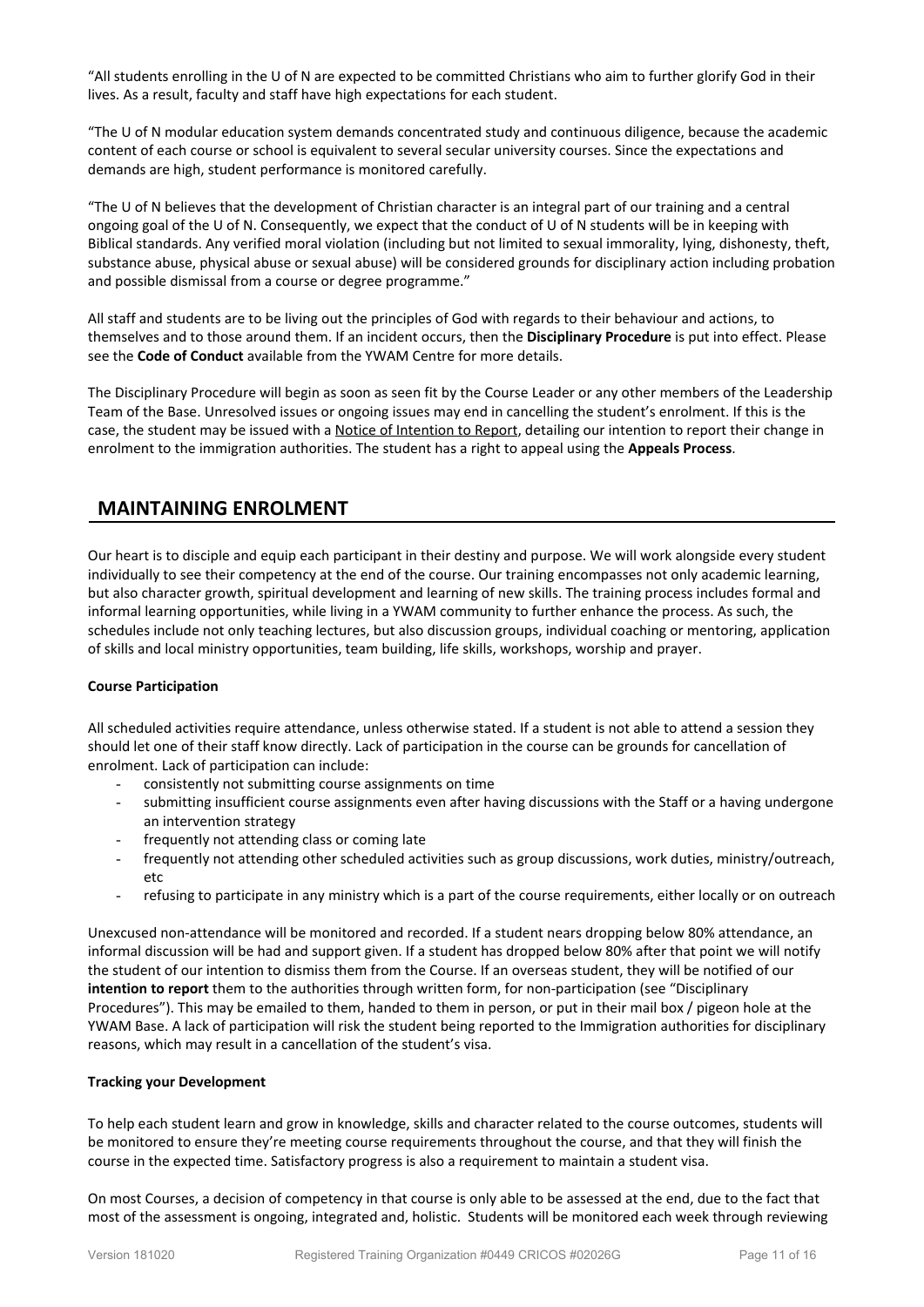"All students enrolling in the U of N are expected to be committed Christians who aim to further glorify God in their lives. As a result, faculty and staff have high expectations for each student.

"The U of N modular education system demands concentrated study and continuous diligence, because the academic content of each course or school is equivalent to several secular university courses. Since the expectations and demands are high, student performance is monitored carefully.

"The U of N believes that the development of Christian character is an integral part of our training and a central ongoing goal of the U of N. Consequently, we expect that the conduct of U of N students will be in keeping with Biblical standards. Any verified moral violation (including but not limited to sexual immorality, lying, dishonesty, theft, substance abuse, physical abuse or sexual abuse) will be considered grounds for disciplinary action including probation and possible dismissal from a course or degree programme."

All staff and students are to be living out the principles of God with regards to their behaviour and actions, to themselves and to those around them. If an incident occurs, then the **Disciplinary Procedure** is put into effect. Please see the **Code of Conduct** available from the YWAM Centre for more details.

The Disciplinary Procedure will begin as soon as seen fit by the Course Leader or any other members of the Leadership Team of the Base. Unresolved issues or ongoing issues may end in cancelling the student's enrolment. If this is the case, the student may be issued with a Notice of Intention to Report, detailing our intention to report their change in enrolment to the immigration authorities. The student has a right to appeal using the **Appeals Process**.

## MAINTAINING ENROLMENT

Our heart is to disciple and equip each participant in their destiny and purpose. We will work alongside every student individually to see their competency at the end of the course. Our training encompasses not only academic learning, but also character growth, spiritual development and learning of new skills. The training process includes formal and informal learning opportunities, while living in a YWAM community to further enhance the process. As such, the schedules include not only teaching lectures, but also discussion groups, individual coaching or mentoring, application of skills and local ministry opportunities, team building, life skills, workshops, worship and prayer.

**Course Participation**

All scheduled activities require attendance, unless otherwise stated. If a student is not able to attend a session they should let one of their staff know directly. Lack of participation in the course can be grounds for cancellation of enrolment. Lack of participation can include:

- consistently not submitting course assignments on time
- submitting insufficient course assignments even after having discussions with the Staff or a having undergone an intervention strategy
- frequently not attending class or coming late
- frequently not attending other scheduled activities such as group discussions, work duties, ministry/outreach, etc
- refusing to participate in any ministry which is a part of the course requirements, either locally or on outreach

Unexcused non-attendance will be monitored and recorded. If a student nears dropping below 80% attendance, an informal discussion will be had and support given. If a student has dropped below 80% after that point we will notify the student of our intention to dismiss them from the Course. If an overseas student, they will be notified of our **intention to report** them to the authorities through written form, for non-participation (see "Disciplinary Procedures"). This may be emailed to them, handed to them in person, or put in their mail box / pigeon hole at the YWAM Base. A lack of participation will risk the student being reported to the Immigration authorities for disciplinary reasons, which may result in a cancellation of the student's visa.

**Tracking your Development**

To help each student learn and grow in knowledge, skills and character related to the course outcomes, students will be monitored to ensure they're meeting course requirements throughout the course, and that they will finish the course in the expected time. Satisfactory progress is also a requirement to maintain a student visa.

On most Courses, a decision of competency in that course is only able to be assessed at the end, due to the fact that most of the assessment is ongoing, integrated and, holistic. Students will be monitored each week through reviewing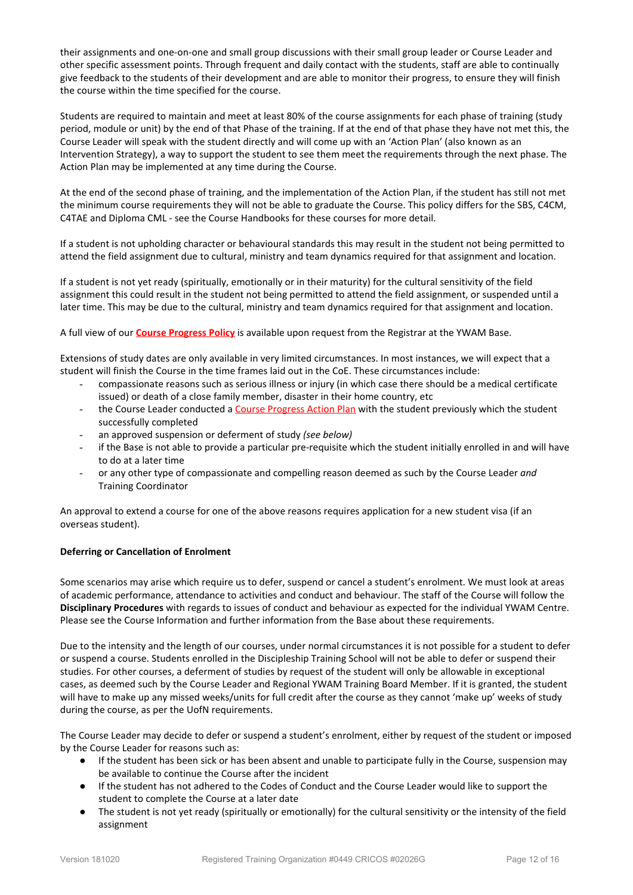their assignments and one-on-one and small group discussions with their small group leader or Course Leader and other specific assessment points. Through frequent and daily contact with the students, staff are able to continually give feedback to the students of their development and are able to monitor their progress, to ensure they will finish the course within the time specified for the course.

Students are required to maintain and meet at least 80% of the course assignments for each phase of training (study period, module or unit) by the end of that Phase of the training. If at the end of that phase they have not met this, the Course Leader will speak with the student directly and will come up with an 'Action Plan' (also known as an Intervention Strategy), a way to support the student to see them meet the requirements through the next phase. The Action Plan may be implemented at any time during the Course.

At the end of the second phase of training, and the implementation of the Action Plan, if the student has still not met the minimum course requirements they will not be able to graduate the Course. This policy differs for the SBS, C4CM, C4TAE and Diploma CML - see the Course Handbooks for these courses for more detail.

If a student is not upholding character or behavioural standards this may result in the student not being permitted to attend the field assignment due to cultural, ministry and team dynamics required for that assignment and location.

If a student is not yet ready (spiritually, emotionally or in their maturity) for the cultural sensitivity of the field assignment this could result in the student not being permitted to attend the field assignment, or suspended until a later time. This may be due to the cultural, ministry and team dynamics required for that assignment and location.

A full view of our **Course Progress Policy** is available upon request from the Registrar at the YWAM Base.

Extensions of study dates are only available in very limited circumstances. In most instances, we will expect that a student will finish the Course in the time frames laid out in the CoE. These circumstances include:

- compassionate reasons such as serious illness or injury (in which case there should be a medical certificate issued) or death of a close family member, disaster in their home country, etc
- the Course Leader conducted a Course Progress Action Plan with the student previously which the student successfully completed
- an approved suspension or deferment of study *(see below)*
- if the Base is not able to provide a particular pre-requisite which the student initially enrolled in and will have to do at a later time
- or any other type of compassionate and compelling reason deemed as such by the Course Leader *and* Training Coordinator

An approval to extend a course for one of the above reasons requires application for a new student visa (if an overseas student).

**Deferring or Cancellation of Enrolment**

Some scenarios may arise which require us to defer, suspend or cancel a student's enrolment. We must look at areas of academic performance, attendance to activities and conduct and behaviour. The staff of the Course will follow the **Disciplinary Procedures** with regards to issues of conduct and behaviour as expected for the individual YWAM Centre. Please see the Course Information and further information from the Base about these requirements.

Due to the intensity and the length of our courses, under normal circumstances it is not possible for a student to defer or suspend a course. Students enrolled in the Discipleship Training School will not be able to defer or suspend their studies. For other courses, a deferment of studies by request of the student will only be allowable in exceptional cases, as deemed such by the Course Leader and Regional YWAM Training Board Member. If it is granted, the student will have to make up any missed weeks/units for full credit after the course as they cannot 'make up' weeks of study during the course, as per the UofN requirements.

The Course Leader may decide to defer or suspend a student's enrolment, either by request of the student or imposed by the Course Leader for reasons such as:

- If the student has been sick or has been absent and unable to participate fully in the Course, suspension may be available to continue the Course after the incident
- If the student has not adhered to the Codes of Conduct and the Course Leader would like to support the student to complete the Course at a later date
- The student is not yet ready (spiritually or emotionally) for the cultural sensitivity or the intensity of the field assignment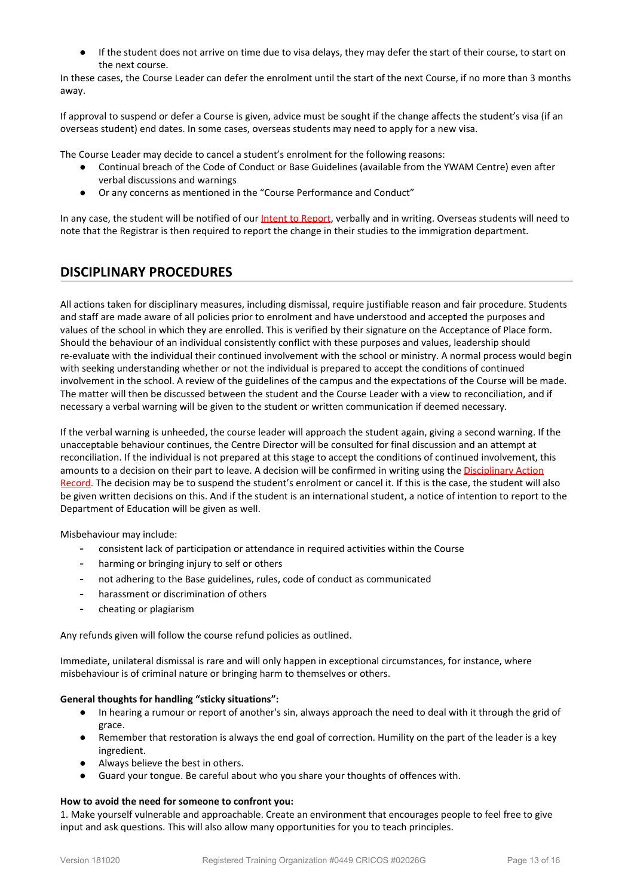- If the student does not arrive on time due to visa delays, they may defer the start of their course, to start on the next course.

In these cases, the Course Leader can defer the enrolment until the start of the next Course, if no more than 3 months away.

If approval to suspend or defer a Course is given, advice must be sought if the change affects the student's visa (if an overseas student) end dates. In some cases, overseas students may need to apply for a new visa.

The Course Leader may decide to cancel a student's enrolment for the following reasons:

- Continual breach of the Code of Conduct or Base Guidelines (available from the YWAM Centre) even after verbal discussions and warnings
- Or any concerns as mentioned in the "Course Performance and Conduct"

In any case, the student will be notified of our Intent to Report, verbally and in writing. Overseas students will need to note that the Registrar is then required to report the change in their studies to the immigration department.

## DISCIPLINARY PROCEDURES

All actions taken for disciplinary measures, including dismissal, require justifiable reason and fair procedure. Students and staff are made aware of all policies prior to enrolment and have understood and accepted the purposes and values of the school in which they are enrolled. This is verified by their signature on the Acceptance of Place form. Should the behaviour of an individual consistently conflict with these purposes and values, leadership should re-evaluate with the individual their continued involvement with the school or ministry. A normal process would begin with seeking understanding whether or not the individual is prepared to accept the conditions of continued involvement in the school. A review of the guidelines of the campus and the expectations of the Course will be made. The matter will then be discussed between the student and the Course Leader with a view to reconciliation, and if necessary a verbal warning will be given to the student or written communication if deemed necessary.

If the verbal warning is unheeded, the course leader will approach the student again, giving a second warning. If the unacceptable behaviour continues, the Centre Director will be consulted for final discussion and an attempt at reconciliation. If the individual is not prepared at this stage to accept the conditions of continued involvement, this amounts to a decision on their part to leave. A decision will be confirmed in writing using the Disciplinary Action Record. The decision may be to suspend the student's enrolment or cancel it. If this is the case, the student will also be given written decisions on this. And if the student is an international student, a notice of intention to report to the Department of Education will be given as well.

Misbehaviour may include:

- consistent lack of participation or attendance in required activities within the Course
- harming or bringing injury to self or others
- not adhering to the Base guidelines, rules, code of conduct as communicated
- harassment or discrimination of others
- cheating or plagiarism

Any refunds given will follow the course refund policies as outlined.

Immediate, unilateral dismissal is rare and will only happen in exceptional circumstances, for instance, where misbehaviour is of criminal nature or bringing harm to themselves or others.

**General thoughts for handling "sticky situations":**

- In hearing a rumour or report of another's sin, always approach the need to deal with it through the grid of grace.
- Remember that restoration is always the end goal of correction. Humility on the part of the leader is a key ingredient.
- Always believe the best in others.
- Guard your tongue. Be careful about who you share your thoughts of offences with.

**How to avoid the need for someone to confront you:**

1. Make yourself vulnerable and approachable. Create an environment that encourages people to feel free to give input and ask questions. This will also allow many opportunities for you to teach principles.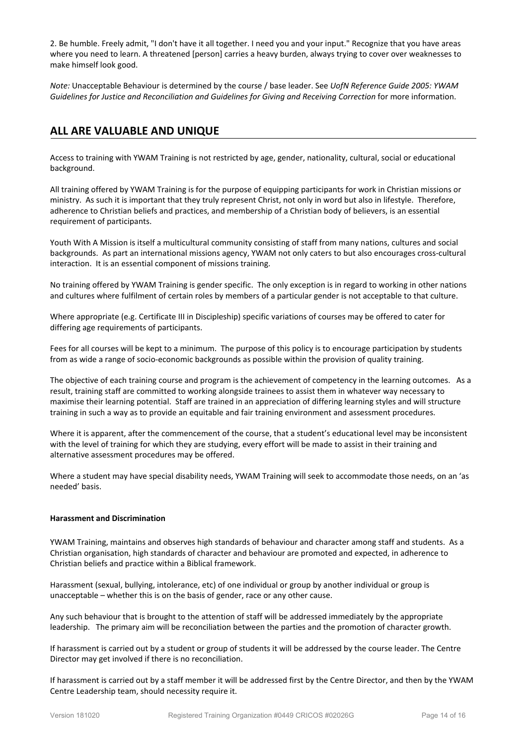2. Be humble. Freely admit, "I don't have it all together. I need you and your input." Recognize that you have areas where you need to learn. A threatened [person] carries a heavy burden, always trying to cover over weaknesses to make himself look good.

*Note:* Unacceptable Behaviour is determined by the course / base leader. See *UofN Reference Guide 2005: YWAM Guidelines for Justice and Reconciliation and Guidelines for Giving and Receiving Correction* for more information.

## ALL ARE VALUABLE AND UNIQUE

Access to training with YWAM Training is not restricted by age, gender, nationality, cultural, social or educational background.

All training offered by YWAM Training is for the purpose of equipping participants for work in Christian missions or ministry. As such it is important that they truly represent Christ, not only in word but also in lifestyle. Therefore, adherence to Christian beliefs and practices, and membership of a Christian body of believers, is an essential requirement of participants.

Youth With A Mission is itself a multicultural community consisting of staff from many nations, cultures and social backgrounds. As part an international missions agency, YWAM not only caters to but also encourages cross-cultural interaction. It is an essential component of missions training.

No training offered by YWAM Training is gender specific. The only exception is in regard to working in other nations and cultures where fulfilment of certain roles by members of a particular gender is not acceptable to that culture.

Where appropriate (e.g. Certificate III in Discipleship) specific variations of courses may be offered to cater for differing age requirements of participants.

Fees for all courses will be kept to a minimum. The purpose of this policy is to encourage participation by students from as wide a range of socio-economic backgrounds as possible within the provision of quality training.

The objective of each training course and program is the achievement of competency in the learning outcomes. As a result, training staff are committed to working alongside trainees to assist them in whatever way necessary to maximise their learning potential. Staff are trained in an appreciation of differing learning styles and will structure training in such a way as to provide an equitable and fair training environment and assessment procedures.

Where it is apparent, after the commencement of the course, that a student's educational level may be inconsistent with the level of training for which they are studying, every effort will be made to assist in their training and alternative assessment procedures may be offered.

Where a student may have special disability needs, YWAM Training will seek to accommodate those needs, on an 'as needed' basis.

**Harassment and Discrimination**

YWAM Training, maintains and observes high standards of behaviour and character among staff and students. As a Christian organisation, high standards of character and behaviour are promoted and expected, in adherence to Christian beliefs and practice within a Biblical framework.

Harassment (sexual, bullying, intolerance, etc) of one individual or group by another individual or group is unacceptable – whether this is on the basis of gender, race or any other cause.

Any such behaviour that is brought to the attention of staff will be addressed immediately by the appropriate leadership. The primary aim will be reconciliation between the parties and the promotion of character growth.

If harassment is carried out by a student or group of students it will be addressed by the course leader. The Centre Director may get involved if there is no reconciliation.

If harassment is carried out by a staff member it will be addressed first by the Centre Director, and then by the YWAM Centre Leadership team, should necessity require it.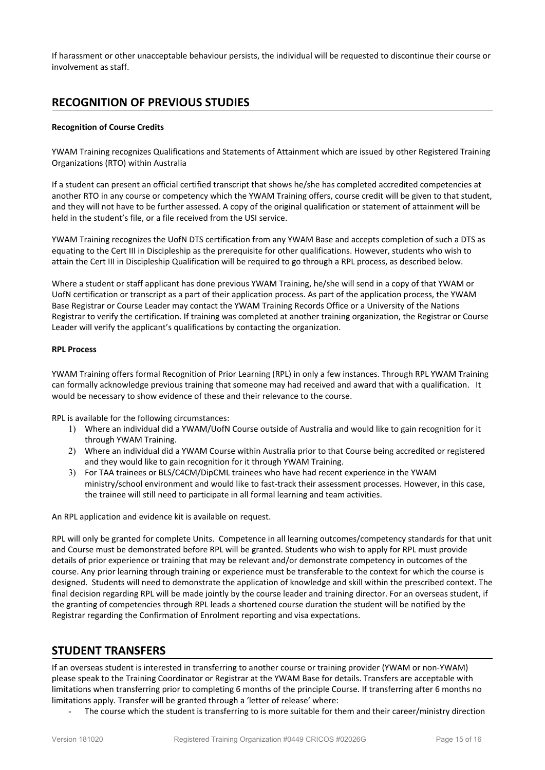If harassment or other unacceptable behaviour persists, the individual will be requested to discontinue their course or involvement as staff.

## RECOGNITION OF PREVIOUS STUDIES

**Recognition of Course Credits**

YWAM Training recognizes Qualifications and Statements of Attainment which are issued by other Registered Training Organizations (RTO) within Australia

If a student can present an official certified transcript that shows he/she has completed accredited competencies at another RTO in any course or competency which the YWAM Training offers, course credit will be given to that student, and they will not have to be further assessed. A copy of the original qualification or statement of attainment will be held in the student's file, or a file received from the USI service.

YWAM Training recognizes the UofN DTS certification from any YWAM Base and accepts completion of such a DTS as equating to the Cert III in Discipleship as the prerequisite for other qualifications. However, students who wish to attain the Cert III in Discipleship Qualification will be required to go through a RPL process, as described below.

Where a student or staff applicant has done previous YWAM Training, he/she will send in a copy of that YWAM or UofN certification or transcript as a part of their application process. As part of the application process, the YWAM Base Registrar or Course Leader may contact the YWAM Training Records Office or a University of the Nations Registrar to verify the certification. If training was completed at another training organization, the Registrar or Course Leader will verify the applicant's qualifications by contacting the organization.

**RPL Process**

YWAM Training offers formal Recognition of Prior Learning (RPL) in only a few instances. Through RPL YWAM Training can formally acknowledge previous training that someone may had received and award that with a qualification. It would be necessary to show evidence of these and their relevance to the course.

RPL is available for the following circumstances:

1) Where an individual did a YWAM/UofN Course outside of Australia and would like to gain recognition for it through YWAM Training.
2) Where an individual did a YWAM Course within Australia prior to that Course being accredited or registered and they would like to gain recognition for it through YWAM Training.
3) For TAA trainees or BLS/C4CM/DipCML trainees who have had recent experience in the YWAM ministry/school environment and would like to fast-track their assessment processes. However, in this case, the trainee will still need to participate in all formal learning and team activities.

An RPL application and evidence kit is available on request.

RPL will only be granted for complete Units. Competence in all learning outcomes/competency standards for that unit and Course must be demonstrated before RPL will be granted. Students who wish to apply for RPL must provide details of prior experience or training that may be relevant and/or demonstrate competency in outcomes of the course. Any prior learning through training or experience must be transferable to the context for which the course is designed. Students will need to demonstrate the application of knowledge and skill within the prescribed context. The final decision regarding RPL will be made jointly by the course leader and training director. For an overseas student, if the granting of competencies through RPL leads a shortened course duration the student will be notified by the Registrar regarding the Confirmation of Enrolment reporting and visa expectations.

## STUDENT TRANSFERS

If an overseas student is interested in transferring to another course or training provider (YWAM or non-YWAM) please speak to the Training Coordinator or Registrar at the YWAM Base for details. Transfers are acceptable with limitations when transferring prior to completing 6 months of the principle Course. If transferring after 6 months no limitations apply. Transfer will be granted through a 'letter of release' where:

- The course which the student is transferring to is more suitable for them and their career/ministry direction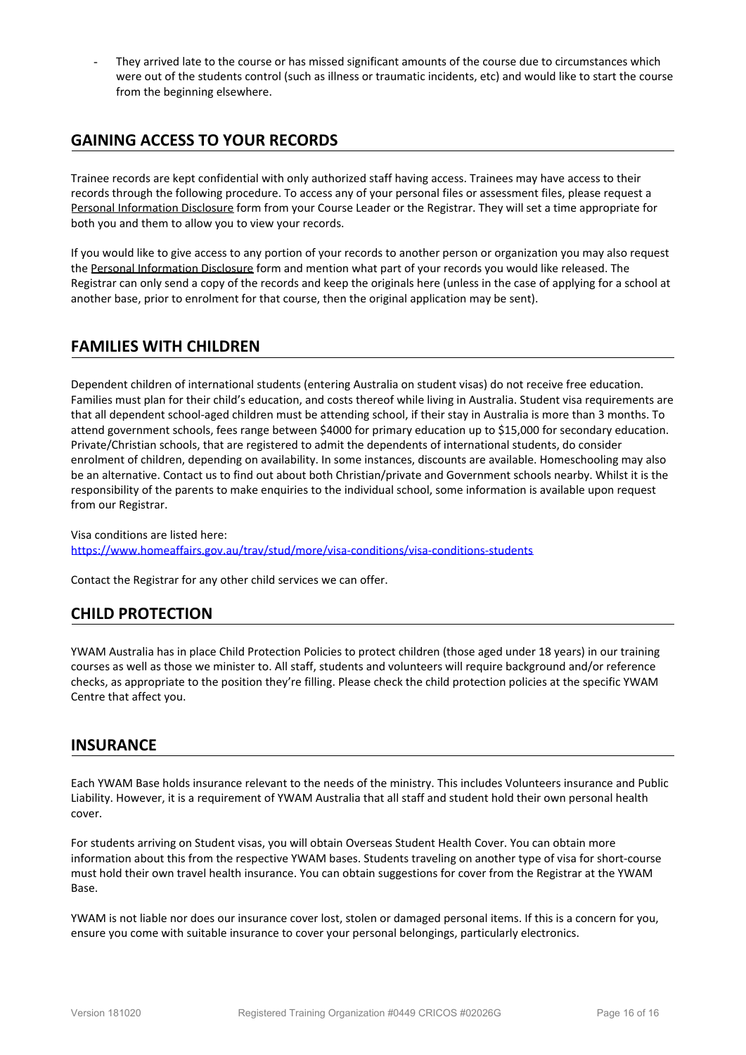- They arrived late to the course or has missed significant amounts of the course due to circumstances which were out of the students control (such as illness or traumatic incidents, etc) and would like to start the course from the beginning elsewhere.

## GAINING ACCESS TO YOUR RECORDS

Trainee records are kept confidential with only authorized staff having access. Trainees may have access to their records through the following procedure. To access any of your personal files or assessment files, please request a Personal Information Disclosure form from your Course Leader or the Registrar. They will set a time appropriate for both you and them to allow you to view your records.

If you would like to give access to any portion of your records to another person or organization you may also request the Personal Information Disclosure form and mention what part of your records you would like released. The Registrar can only send a copy of the records and keep the originals here (unless in the case of applying for a school at another base, prior to enrolment for that course, then the original application may be sent).

## FAMILIES WITH CHILDREN

Dependent children of international students (entering Australia on student visas) do not receive free education. Families must plan for their child's education, and costs thereof while living in Australia. Student visa requirements are that all dependent school-aged children must be attending school, if their stay in Australia is more than 3 months. To attend government schools, fees range between $4000 for primary education up to $15,000 for secondary education. Private/Christian schools, that are registered to admit the dependents of international students, do consider enrolment of children, depending on availability. In some instances, discounts are available. Homeschooling may also be an alternative. Contact us to find out about both Christian/private and Government schools nearby. Whilst it is the responsibility of the parents to make enquiries to the individual school, some information is available upon request from our Registrar.

Visa conditions are listed here:
https://www.homeaffairs.gov.au/trav/stud/more/visa-conditions/visa-conditions-students

Contact the Registrar for any other child services we can offer.

## CHILD PROTECTION

YWAM Australia has in place Child Protection Policies to protect children (those aged under 18 years) in our training courses as well as those we minister to. All staff, students and volunteers will require background and/or reference checks, as appropriate to the position they're filling. Please check the child protection policies at the specific YWAM Centre that affect you.

## INSURANCE

Each YWAM Base holds insurance relevant to the needs of the ministry. This includes Volunteers insurance and Public Liability. However, it is a requirement of YWAM Australia that all staff and student hold their own personal health cover.

For students arriving on Student visas, you will obtain Overseas Student Health Cover. You can obtain more information about this from the respective YWAM bases. Students traveling on another type of visa for short-course must hold their own travel health insurance. You can obtain suggestions for cover from the Registrar at the YWAM Base.

YWAM is not liable nor does our insurance cover lost, stolen or damaged personal items. If this is a concern for you, ensure you come with suitable insurance to cover your personal belongings, particularly electronics.